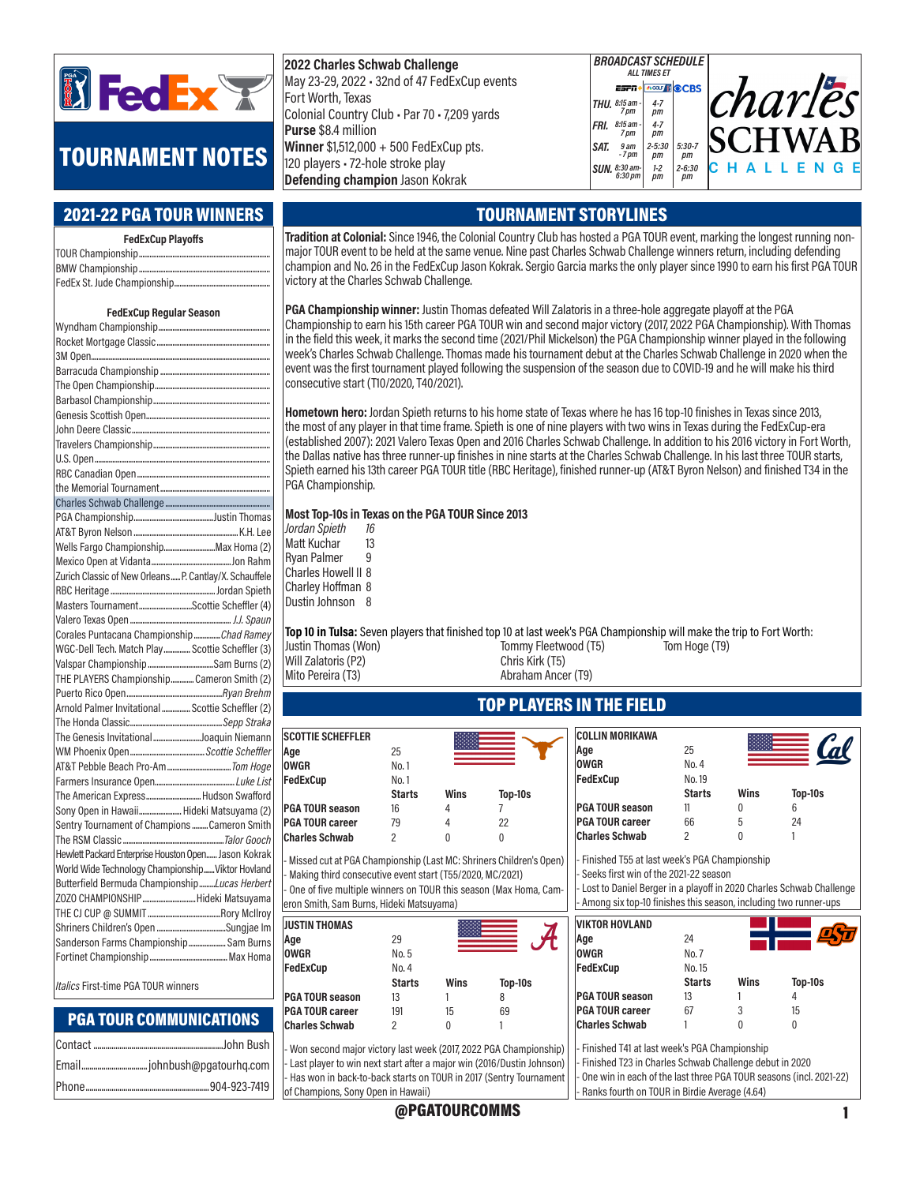# TOURNAMENT NOTES

**2022 Charles Schwab Challenge**
May 23-29, 2022 • 32nd of 47 FedExCup events
Fort Worth, Texas
Colonial Country Club • Par 70 • 7,209 yards
**Purse** $8.4 million
**Winner** $1,512,000 + 500 FedExCup pts.
120 players • 72-hole stroke play
**Defending champion** Jason Kokrak

**BROADCAST SCHEDULE**
*ALL TIMES ET*

| | ESPN+ | GOLF | CBS |
|---|---|---|---|
| THU. | 8:15 am - 7 pm | 4-7 pm | |
| FRI. | 8:15 am - 7 pm | 4-7 pm | |
| SAT. | 9 am - 7 pm | 2-5:30 pm | 5:30-7 pm |
| SUN. | 8:30 am - 6:30 pm | 1-2 pm | 2-6:30 pm |

## 2021-22 PGA TOUR WINNERS

**FedExCup Playoffs**

TOUR Championship
BMW Championship
FedEx St. Jude Championship

**FedExCup Regular Season**

Wyndham Championship
Rocket Mortgage Classic
3M Open
Barracuda Championship
The Open Championship
Barbasol Championship
Genesis Scottish Open
John Deere Classic
Travelers Championship
U.S. Open
RBC Canadian Open
the Memorial Tournament
Charles Schwab Challenge
PGA Championship ... Justin Thomas
AT&T Byron Nelson ... K.H. Lee
Wells Fargo Championship ... Max Homa (2)
Mexico Open at Vidanta ... Jon Rahm
Zurich Classic of New Orleans ... P. Cantlay/X. Schauffele
RBC Heritage ... Jordan Spieth
Masters Tournament ... Scottie Scheffler (4)
Valero Texas Open ... *J.J. Spaun*
Corales Puntacana Championship ... *Chad Ramey*
WGC-Dell Tech. Match Play ... Scottie Scheffler (3)
Valspar Championship ... Sam Burns (2)
THE PLAYERS Championship ... Cameron Smith (2)
Puerto Rico Open ... *Ryan Brehm*
Arnold Palmer Invitational ... Scottie Scheffler (2)
The Honda Classic ... *Sepp Straka*
The Genesis Invitational ... Joaquin Niemann
WM Phoenix Open ... *Scottie Scheffler*
AT&T Pebble Beach Pro-Am ... *Tom Hoge*
Farmers Insurance Open ... *Luke List*
The American Express ... Hudson Swafford
Sony Open in Hawaii ... Hideki Matsuyama (2)
Sentry Tournament of Champions ... Cameron Smith
The RSM Classic ... *Talor Gooch*
Hewlett Packard Enterprise Houston Open ... Jason Kokrak
World Wide Technology Championship ... Viktor Hovland
Butterfield Bermuda Championship ... *Lucas Herbert*
ZOZO CHAMPIONSHIP ... Hideki Matsuyama
THE CJ CUP @ SUMMIT ... Rory McIlroy
Shriners Children's Open ... Sungjae Im
Sanderson Farms Championship ... Sam Burns
Fortinet Championship ... Max Homa

*Italics* First-time PGA TOUR winners

## PGA TOUR COMMUNICATIONS

Contact ... John Bush
Email ... johnbush@pgatourhq.com
Phone ... 904-923-7419

## TOURNAMENT STORYLINES

**Tradition at Colonial:** Since 1946, the Colonial Country Club has hosted a PGA TOUR event, marking the longest running non-major TOUR event to be held at the same venue. Nine past Charles Schwab Challenge winners return, including defending champion and No. 26 in the FedExCup Jason Kokrak. Sergio Garcia marks the only player since 1990 to earn his first PGA TOUR victory at the Charles Schwab Challenge.

**PGA Championship winner:** Justin Thomas defeated Will Zalatoris in a three-hole aggregate playoff at the PGA Championship to earn his 15th career PGA TOUR win and second major victory (2017, 2022 PGA Championship). With Thomas in the field this week, it marks the second time (2021/Phil Mickelson) the PGA Championship winner played in the following week's Charles Schwab Challenge. Thomas made his tournament debut at the Charles Schwab Challenge in 2020 when the event was the first tournament played following the suspension of the season due to COVID-19 and he will make his third consecutive start (T10/2020, T40/2021).

**Hometown hero:** Jordan Spieth returns to his home state of Texas where he has 16 top-10 finishes in Texas since 2013, the most of any player in that time frame. Spieth is one of nine players with two wins in Texas during the FedExCup-era (established 2007): 2021 Valero Texas Open and 2016 Charles Schwab Challenge. In addition to his 2016 victory in Fort Worth, the Dallas native has three runner-up finishes in nine starts at the Charles Schwab Challenge. In his last three TOUR starts, Spieth earned his 13th career PGA TOUR title (RBC Heritage), finished runner-up (AT&T Byron Nelson) and finished T34 in the PGA Championship.

**Most Top-10s in Texas on the PGA TOUR Since 2013**

| | |
|---|---|
| *Jordan Spieth* | *16* |
| Matt Kuchar | 13 |
| Ryan Palmer | 9 |
| Charles Howell II | 8 |
| Charley Hoffman | 8 |
| Dustin Johnson | 8 |

**Top 10 in Tulsa:** Seven players that finished top 10 at last week's PGA Championship will make the trip to Fort Worth:

Justin Thomas (Won)
Will Zalatoris (P2)
Mito Pereira (T3)
Tommy Fleetwood (T5)
Chris Kirk (T5)
Abraham Ancer (T9)
Tom Hoge (T9)

## TOP PLAYERS IN THE FIELD

**SCOTTIE SCHEFFLER**

| | | | |
|---|---|---|---|
| Age | 25 | | |
| OWGR | No. 1 | | |
| FedExCup | No. 1 | | |
| | Starts | Wins | Top-10s |
| PGA TOUR season | 16 | 4 | 7 |
| PGA TOUR career | 79 | 4 | 22 |
| Charles Schwab | 2 | 0 | 0 |

- Missed cut at PGA Championship (Last MC: Shriners Children's Open)
- Making third consecutive event start (T55/2020, MC/2021)
- One of five multiple winners on TOUR this season (Max Homa, Cameron Smith, Sam Burns, Hideki Matsuyama)

**COLLIN MORIKAWA**

| | | | |
|---|---|---|---|
| Age | 25 | | |
| OWGR | No. 4 | | |
| FedExCup | No. 19 | | |
| | Starts | Wins | Top-10s |
| PGA TOUR season | 11 | 0 | 6 |
| PGA TOUR career | 66 | 5 | 24 |
| Charles Schwab | 2 | 0 | 1 |

- Finished T55 at last week's PGA Championship
- Seeks first win of the 2021-22 season
- Lost to Daniel Berger in a playoff in 2020 Charles Schwab Challenge
- Among six top-10 finishes this season, including two runner-ups

**JUSTIN THOMAS**

| | | | |
|---|---|---|---|
| Age | 29 | | |
| OWGR | No. 5 | | |
| FedExCup | No. 4 | | |
| | Starts | Wins | Top-10s |
| PGA TOUR season | 13 | 1 | 8 |
| PGA TOUR career | 191 | 15 | 69 |
| Charles Schwab | 2 | 0 | 1 |

- Won second major victory last week (2017, 2022 PGA Championship)
- Last player to win next start after a major win (2016/Dustin Johnson)
- Has won in back-to-back starts on TOUR in 2017 (Sentry Tournament of Champions, Sony Open in Hawaii)

**VIKTOR HOVLAND**

| | | | |
|---|---|---|---|
| Age | 24 | | |
| OWGR | No. 7 | | |
| FedExCup | No. 15 | | |
| | Starts | Wins | Top-10s |
| PGA TOUR season | 13 | 1 | 4 |
| PGA TOUR career | 67 | 3 | 15 |
| Charles Schwab | 1 | 0 | 0 |

- Finished T41 at last week's PGA Championship
- Finished T23 in Charles Schwab Challenge debut in 2020
- One win in each of the last three PGA TOUR seasons (incl. 2021-22)
- Ranks fourth on TOUR in Birdie Average (4.64)

@PGATOURCOMMS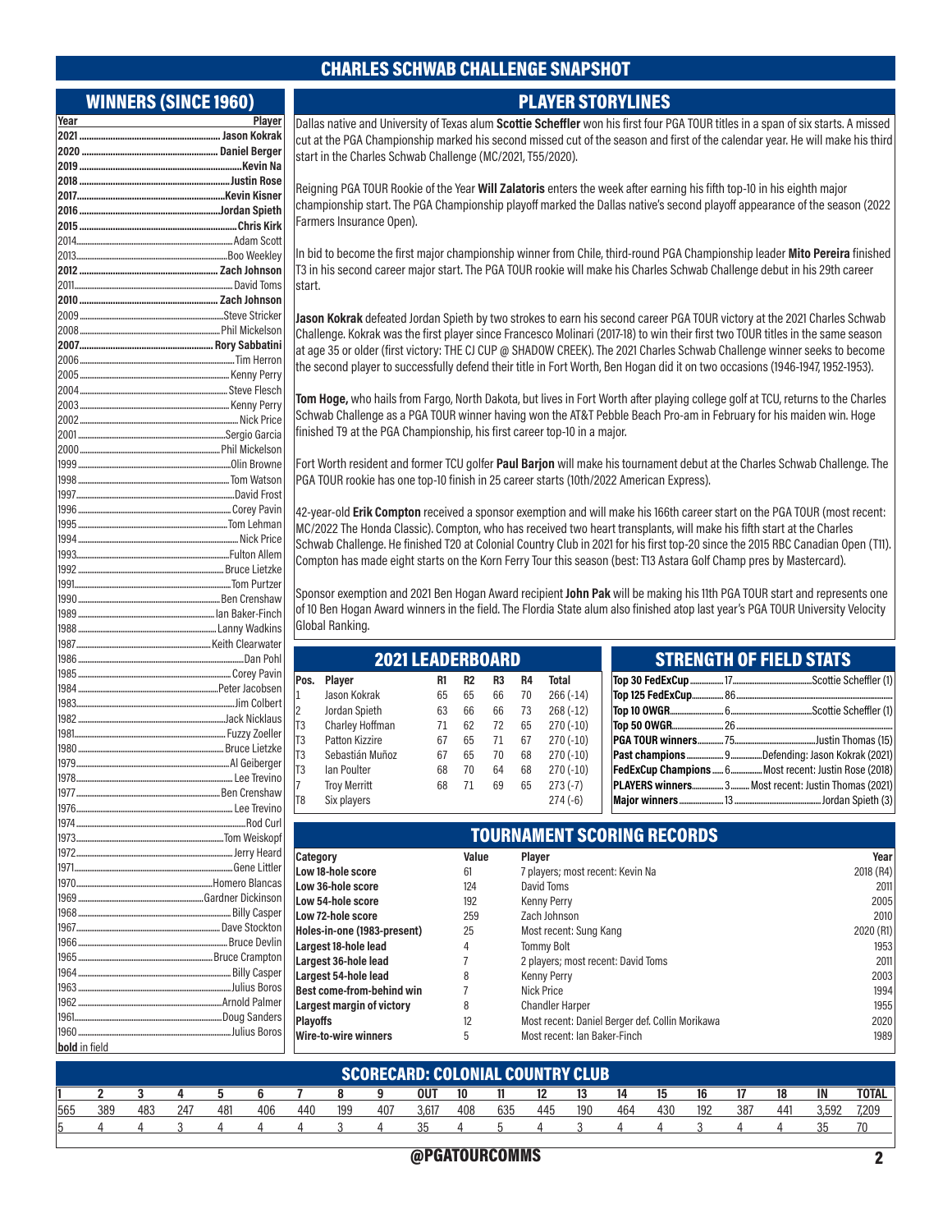# CHARLES SCHWAB CHALLENGE SNAPSHOT

## WINNERS (SINCE 1960)

| Year | Player |
|---|---|
| **2021** | **Jason Kokrak** |
| **2020** | **Daniel Berger** |
| **2019** | **Kevin Na** |
| **2018** | **Justin Rose** |
| **2017** | **Kevin Kisner** |
| **2016** | **Jordan Spieth** |
| **2015** | **Chris Kirk** |
| 2014 | Adam Scott |
| 2013 | Boo Weekley |
| **2012** | **Zach Johnson** |
| 2011 | David Toms |
| **2010** | **Zach Johnson** |
| 2009 | Steve Stricker |
| 2008 | Phil Mickelson |
| **2007** | **Rory Sabbatini** |
| 2006 | Tim Herron |
| 2005 | Kenny Perry |
| 2004 | Steve Flesch |
| 2003 | Kenny Perry |
| 2002 | Nick Price |
| 2001 | Sergio Garcia |
| 2000 | Phil Mickelson |
| 1999 | Olin Browne |
| 1998 | Tom Watson |
| 1997 | David Frost |
| 1996 | Corey Pavin |
| 1995 | Tom Lehman |
| 1994 | Nick Price |
| 1993 | Fulton Allem |
| 1992 | Bruce Lietzke |
| 1991 | Tom Purtzer |
| 1990 | Ben Crenshaw |
| 1989 | Ian Baker-Finch |
| 1988 | Lanny Wadkins |
| 1987 | Keith Clearwater |
| 1986 | Dan Pohl |
| 1985 | Corey Pavin |
| 1984 | Peter Jacobsen |
| 1983 | Jim Colbert |
| 1982 | Jack Nicklaus |
| 1981 | Fuzzy Zoeller |
| 1980 | Bruce Lietzke |
| 1979 | Al Geiberger |
| 1978 | Lee Trevino |
| 1977 | Ben Crenshaw |
| 1976 | Lee Trevino |
| 1974 | Rod Curl |
| 1973 | Tom Weiskopf |
| 1972 | Jerry Heard |
| 1971 | Gene Littler |
| 1970 | Homero Blancas |
| 1969 | Gardner Dickinson |
| 1968 | Billy Casper |
| 1967 | Dave Stockton |
| 1966 | Bruce Devlin |
| 1965 | Bruce Crampton |
| 1964 | Billy Casper |
| 1963 | Julius Boros |
| 1962 | Arnold Palmer |
| 1961 | Doug Sanders |
| 1960 | Julius Boros |

**bold** in field

## PLAYER STORYLINES

Dallas native and University of Texas alum **Scottie Scheffler** won his first four PGA TOUR titles in a span of six starts. A missed cut at the PGA Championship marked his second missed cut of the season and first of the calendar year. He will make his third start in the Charles Schwab Challenge (MC/2021, T55/2020).

Reigning PGA TOUR Rookie of the Year **Will Zalatoris** enters the week after earning his fifth top-10 in his eighth major championship start. The PGA Championship playoff marked the Dallas native's second playoff appearance of the season (2022 Farmers Insurance Open).

In bid to become the first major championship winner from Chile, third-round PGA Championship leader **Mito Pereira** finished T3 in his second career major start. The PGA TOUR rookie will make his Charles Schwab Challenge debut in his 29th career start.

**Jason Kokrak** defeated Jordan Spieth by two strokes to earn his second career PGA TOUR victory at the 2021 Charles Schwab Challenge. Kokrak was the first player since Francesco Molinari (2017-18) to win their first two TOUR titles in the same season at age 35 or older (first victory: THE CJ CUP @ SHADOW CREEK). The 2021 Charles Schwab Challenge winner seeks to become the second player to successfully defend their title in Fort Worth, Ben Hogan did it on two occasions (1946-1947, 1952-1953).

**Tom Hoge,** who hails from Fargo, North Dakota, but lives in Fort Worth after playing college golf at TCU, returns to the Charles Schwab Challenge as a PGA TOUR winner having won the AT&T Pebble Beach Pro-am in February for his maiden win. Hoge finished T9 at the PGA Championship, his first career top-10 in a major.

Fort Worth resident and former TCU golfer **Paul Barjon** will make his tournament debut at the Charles Schwab Challenge. The PGA TOUR rookie has one top-10 finish in 25 career starts (10th/2022 American Express).

42-year-old **Erik Compton** received a sponsor exemption and will make his 166th career start on the PGA TOUR (most recent: MC/2022 The Honda Classic). Compton, who has received two heart transplants, will make his fifth start at the Charles Schwab Challenge. He finished T20 at Colonial Country Club in 2021 for his first top-20 since the 2015 RBC Canadian Open (T11). Compton has made eight starts on the Korn Ferry Tour this season (best: T13 Astara Golf Champ pres by Mastercard).

Sponsor exemption and 2021 Ben Hogan Award recipient **John Pak** will be making his 11th PGA TOUR start and represents one of 10 Ben Hogan Award winners in the field. The Flordia State alum also finished atop last year's PGA TOUR University Velocity Global Ranking.

## 2021 LEADERBOARD

| Pos. | Player | R1 | R2 | R3 | R4 | Total |
|---|---|---|---|---|---|---|
| 1 | Jason Kokrak | 65 | 65 | 66 | 70 | 266 (-14) |
| 2 | Jordan Spieth | 63 | 66 | 66 | 73 | 268 (-12) |
| T3 | Charley Hoffman | 71 | 62 | 72 | 65 | 270 (-10) |
| T3 | Patton Kizzire | 67 | 65 | 71 | 67 | 270 (-10) |
| T3 | Sebastián Muñoz | 67 | 65 | 70 | 68 | 270 (-10) |
| T3 | Ian Poulter | 68 | 70 | 64 | 68 | 270 (-10) |
| 7 | Troy Merritt | 68 | 71 | 69 | 65 | 273 (-7) |
| T8 | Six players | | | | | 274 (-6) |

## STRENGTH OF FIELD STATS

| | | |
|---|---|---|
| **Top 30 FedExCup** | 17 | Scottie Scheffler (1) |
| **Top 125 FedExCup** | 86 | |
| **Top 10 OWGR** | 6 | Scottie Scheffler (1) |
| **Top 50 OWGR** | 26 | |
| **PGA TOUR winners** | 75 | Justin Thomas (15) |
| **Past champions** | 9 | Defending: Jason Kokrak (2021) |
| **FedExCup Champions** | 6 | Most recent: Justin Rose (2018) |
| **PLAYERS winners** | 3 | Most recent: Justin Thomas (2021) |
| **Major winners** | 13 | Jordan Spieth (3) |

## TOURNAMENT SCORING RECORDS

| Category | Value | Player | Year |
|---|---|---|---|
| **Low 18-hole score** | 61 | 7 players; most recent: Kevin Na | 2018 (R4) |
| **Low 36-hole score** | 124 | David Toms | 2011 |
| **Low 54-hole score** | 192 | Kenny Perry | 2005 |
| **Low 72-hole score** | 259 | Zach Johnson | 2010 |
| **Holes-in-one (1983-present)** | 25 | Most recent: Sung Kang | 2020 (R1) |
| **Largest 18-hole lead** | 4 | Tommy Bolt | 1953 |
| **Largest 36-hole lead** | 7 | 2 players; most recent: David Toms | 2011 |
| **Largest 54-hole lead** | 8 | Kenny Perry | 2003 |
| **Best come-from-behind win** | 7 | Nick Price | 1994 |
| **Largest margin of victory** | 8 | Chandler Harper | 1955 |
| **Playoffs** | 12 | Most recent: Daniel Berger def. Collin Morikawa | 2020 |
| **Wire-to-wire winners** | 5 | Most recent: Ian Baker-Finch | 1989 |

## SCORECARD: COLONIAL COUNTRY CLUB

| 1 | 2 | 3 | 4 | 5 | 6 | 7 | 8 | 9 | OUT | 10 | 11 | 12 | 13 | 14 | 15 | 16 | 17 | 18 | IN | TOTAL |
|---|---|---|---|---|---|---|---|---|---|---|---|---|---|---|---|---|---|---|---|---|
| 565 | 389 | 483 | 247 | 481 | 406 | 440 | 199 | 407 | 3,617 | 408 | 635 | 445 | 190 | 464 | 430 | 192 | 387 | 441 | 3,592 | 7,209 |
| 5 | 4 | 4 | 3 | 4 | 4 | 4 | 3 | 4 | 35 | 4 | 5 | 4 | 3 | 4 | 4 | 3 | 4 | 4 | 35 | 70 |

@PGATOURCOMMS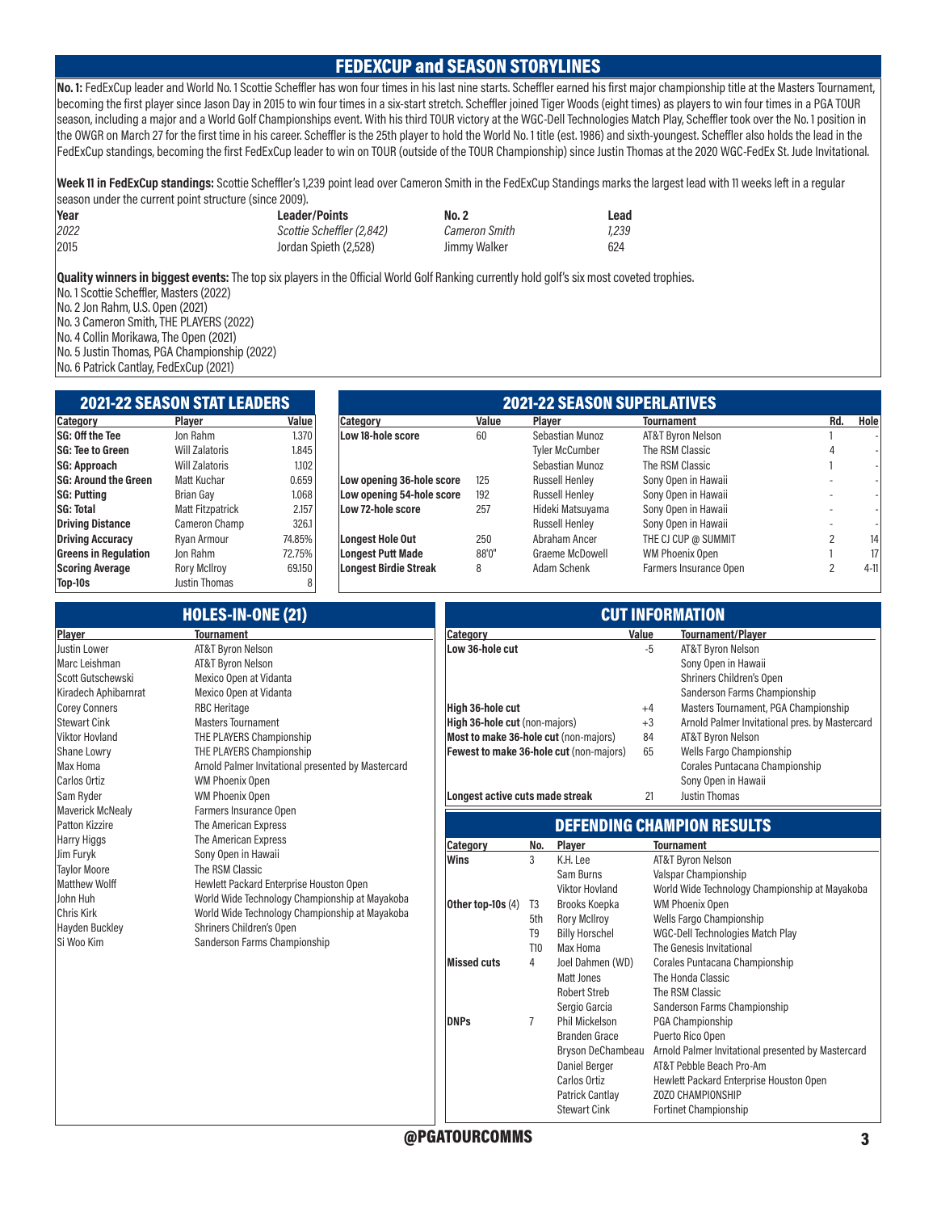## FEDEXCUP and SEASON STORYLINES

**No. 1:** FedExCup leader and World No. 1 Scottie Scheffler has won four times in his last nine starts. Scheffler earned his first major championship title at the Masters Tournament, becoming the first player since Jason Day in 2015 to win four times in a six-start stretch. Scheffler joined Tiger Woods (eight times) as players to win four times in a PGA TOUR season, including a major and a World Golf Championships event. With his third TOUR victory at the WGC-Dell Technologies Match Play, Scheffler took over the No. 1 position in the OWGR on March 27 for the first time in his career. Scheffler is the 25th player to hold the World No. 1 title (est. 1986) and sixth-youngest. Scheffler also holds the lead in the FedExCup standings, becoming the first FedExCup leader to win on TOUR (outside of the TOUR Championship) since Justin Thomas at the 2020 WGC-FedEx St. Jude Invitational.

**Week 11 in FedExCup standings:** Scottie Scheffler's 1,239 point lead over Cameron Smith in the FedExCup Standings marks the largest lead with 11 weeks left in a regular season under the current point structure (since 2009).

| Year | Leader/Points | No. 2 | Lead |
|---|---|---|---|
| *2022* | *Scottie Scheffler (2,842)* | *Cameron Smith* | *1,239* |
| 2015 | Jordan Spieth (2,528) | Jimmy Walker | 624 |

**Quality winners in biggest events:** The top six players in the Official World Golf Ranking currently hold golf's six most coveted trophies.
No. 1 Scottie Scheffler, Masters (2022)
No. 2 Jon Rahm, U.S. Open (2021)
No. 3 Cameron Smith, THE PLAYERS (2022)
No. 4 Collin Morikawa, The Open (2021)
No. 5 Justin Thomas, PGA Championship (2022)
No. 6 Patrick Cantlay, FedExCup (2021)

## 2021-22 SEASON STAT LEADERS

| Category | Player | Value |
|---|---|---|
| **SG: Off the Tee** | Jon Rahm | 1.370 |
| **SG: Tee to Green** | Will Zalatoris | 1.845 |
| **SG: Approach** | Will Zalatoris | 1.102 |
| **SG: Around the Green** | Matt Kuchar | 0.659 |
| **SG: Putting** | Brian Gay | 1.068 |
| **SG: Total** | Matt Fitzpatrick | 2.157 |
| **Driving Distance** | Cameron Champ | 326.1 |
| **Driving Accuracy** | Ryan Armour | 74.85% |
| **Greens in Regulation** | Jon Rahm | 72.75% |
| **Scoring Average** | Rory McIlroy | 69.150 |
| **Top-10s** | Justin Thomas | 8 |

## 2021-22 SEASON SUPERLATIVES

| Category | Value | Player | Tournament | Rd. | Hole |
|---|---|---|---|---|---|
| **Low 18-hole score** | 60 | Sebastian Munoz | AT&T Byron Nelson | 1 | - |
| | | Tyler McCumber | The RSM Classic | 4 | - |
| | | Sebastian Munoz | The RSM Classic | 1 | - |
| **Low opening 36-hole score** | 125 | Russell Henley | Sony Open in Hawaii | - | - |
| **Low opening 54-hole score** | 192 | Russell Henley | Sony Open in Hawaii | - | - |
| **Low 72-hole score** | 257 | Hideki Matsuyama | Sony Open in Hawaii | - | - |
| | | Russell Henley | Sony Open in Hawaii | - | - |
| **Longest Hole Out** | 250 | Abraham Ancer | THE CJ CUP @ SUMMIT | 2 | 14 |
| **Longest Putt Made** | 88'0" | Graeme McDowell | WM Phoenix Open | 1 | 17 |
| **Longest Birdie Streak** | 8 | Adam Schenk | Farmers Insurance Open | 2 | 4-11 |

## HOLES-IN-ONE (21)

| Player | Tournament |
|---|---|
| Justin Lower | AT&T Byron Nelson |
| Marc Leishman | AT&T Byron Nelson |
| Scott Gutschewski | Mexico Open at Vidanta |
| Kiradech Aphibarnrat | Mexico Open at Vidanta |
| Corey Conners | RBC Heritage |
| Stewart Cink | Masters Tournament |
| Viktor Hovland | THE PLAYERS Championship |
| Shane Lowry | THE PLAYERS Championship |
| Max Homa | Arnold Palmer Invitational presented by Mastercard |
| Carlos Ortiz | WM Phoenix Open |
| Sam Ryder | WM Phoenix Open |
| Maverick McNealy | Farmers Insurance Open |
| Patton Kizzire | The American Express |
| Harry Higgs | The American Express |
| Jim Furyk | Sony Open in Hawaii |
| Taylor Moore | The RSM Classic |
| Matthew Wolff | Hewlett Packard Enterprise Houston Open |
| John Huh | World Wide Technology Championship at Mayakoba |
| Chris Kirk | World Wide Technology Championship at Mayakoba |
| Hayden Buckley | Shriners Children's Open |
| Si Woo Kim | Sanderson Farms Championship |

## CUT INFORMATION

| Category | Value | Tournament/Player |
|---|---|---|
| **Low 36-hole cut** | -5 | AT&T Byron Nelson |
| | | Sony Open in Hawaii |
| | | Shriners Children's Open |
| | | Sanderson Farms Championship |
| **High 36-hole cut** | +4 | Masters Tournament, PGA Championship |
| **High 36-hole cut** (non-majors) | +3 | Arnold Palmer Invitational pres. by Mastercard |
| **Most to make 36-hole cut** (non-majors) | 84 | AT&T Byron Nelson |
| **Fewest to make 36-hole cut** (non-majors) | 65 | Wells Fargo Championship |
| | | Corales Puntacana Championship |
| | | Sony Open in Hawaii |
| **Longest active cuts made streak** | 21 | Justin Thomas |

## DEFENDING CHAMPION RESULTS

| Category | No. | Player | Tournament |
|---|---|---|---|
| **Wins** | 3 | K.H. Lee | AT&T Byron Nelson |
| | | Sam Burns | Valspar Championship |
| | | Viktor Hovland | World Wide Technology Championship at Mayakoba |
| **Other top-10s** (4) | T3 | Brooks Koepka | WM Phoenix Open |
| | 5th | Rory McIlroy | Wells Fargo Championship |
| | T9 | Billy Horschel | WGC-Dell Technologies Match Play |
| | T10 | Max Homa | The Genesis Invitational |
| **Missed cuts** | 4 | Joel Dahmen (WD) | Corales Puntacana Championship |
| | | Matt Jones | The Honda Classic |
| | | Robert Streb | The RSM Classic |
| | | Sergio Garcia | Sanderson Farms Championship |
| **DNPs** | 7 | Phil Mickelson | PGA Championship |
| | | Branden Grace | Puerto Rico Open |
| | | Bryson DeChambeau | Arnold Palmer Invitational presented by Mastercard |
| | | Daniel Berger | AT&T Pebble Beach Pro-Am |
| | | Carlos Ortiz | Hewlett Packard Enterprise Houston Open |
| | | Patrick Cantlay | ZOZO CHAMPIONSHIP |
| | | Stewart Cink | Fortinet Championship |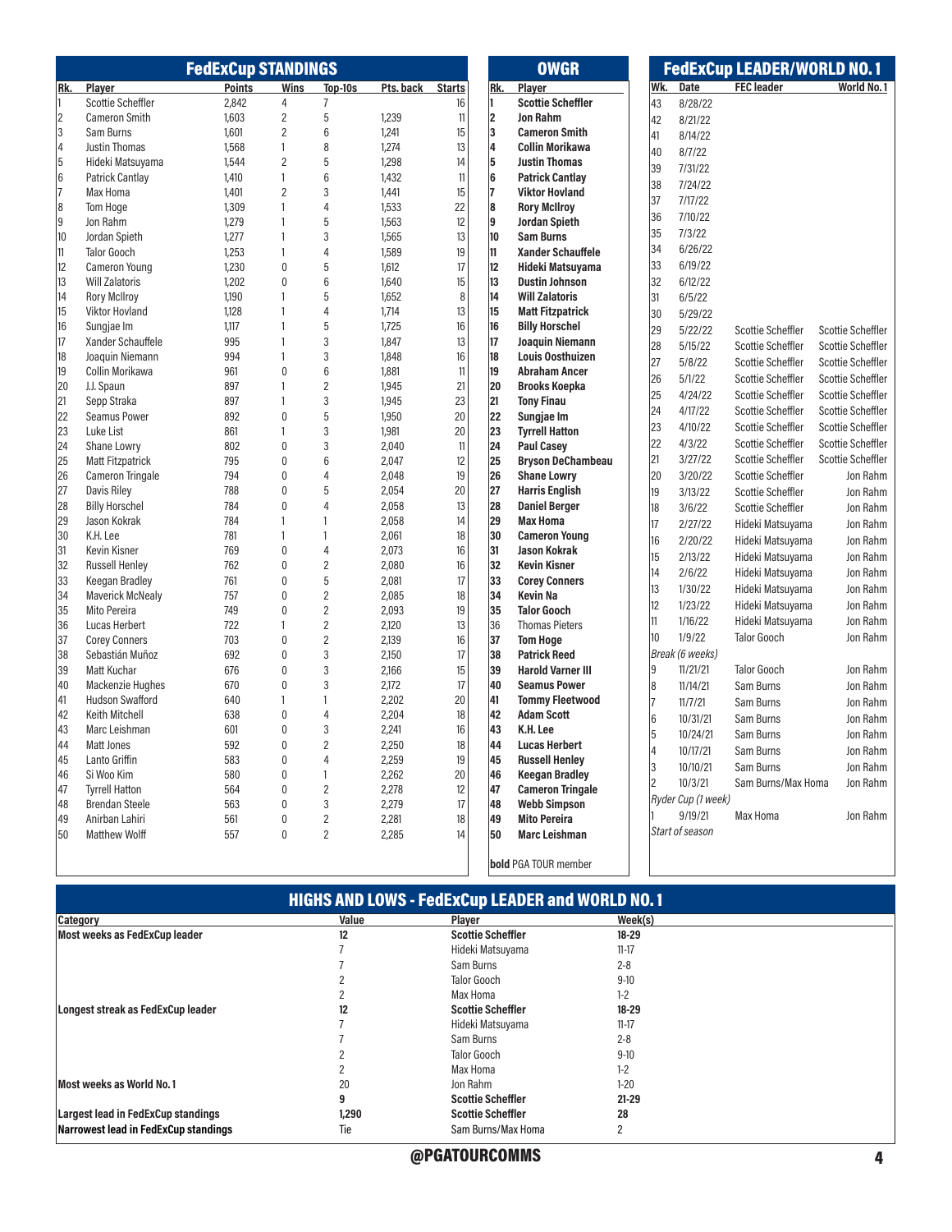## FedExCup STANDINGS

| Rk. | Player | Points | Wins | Top-10s | Pts. back | Starts |
|---|---|---|---|---|---|---|
| 1 | Scottie Scheffler | 2,842 | 4 | 7 | | 16 |
| 2 | Cameron Smith | 1,603 | 2 | 5 | 1,239 | 11 |
| 3 | Sam Burns | 1,601 | 2 | 6 | 1,241 | 15 |
| 4 | Justin Thomas | 1,568 | 1 | 8 | 1,274 | 13 |
| 5 | Hideki Matsuyama | 1,544 | 2 | 5 | 1,298 | 14 |
| 6 | Patrick Cantlay | 1,410 | 1 | 6 | 1,432 | 11 |
| 7 | Max Homa | 1,401 | 2 | 3 | 1,441 | 15 |
| 8 | Tom Hoge | 1,309 | 1 | 4 | 1,533 | 22 |
| 9 | Jon Rahm | 1,279 | 1 | 5 | 1,563 | 12 |
| 10 | Jordan Spieth | 1,277 | 1 | 3 | 1,565 | 13 |
| 11 | Talor Gooch | 1,253 | 1 | 4 | 1,589 | 19 |
| 12 | Cameron Young | 1,230 | 0 | 5 | 1,612 | 17 |
| 13 | Will Zalatoris | 1,202 | 0 | 6 | 1,640 | 15 |
| 14 | Rory McIlroy | 1,190 | 1 | 5 | 1,652 | 8 |
| 15 | Viktor Hovland | 1,128 | 1 | 4 | 1,714 | 13 |
| 16 | Sungjae Im | 1,117 | 1 | 5 | 1,725 | 16 |
| 17 | Xander Schauffele | 995 | 1 | 3 | 1,847 | 13 |
| 18 | Joaquin Niemann | 994 | 1 | 3 | 1,848 | 16 |
| 19 | Collin Morikawa | 961 | 0 | 6 | 1,881 | 11 |
| 20 | J.J. Spaun | 897 | 1 | 2 | 1,945 | 21 |
| 21 | Sepp Straka | 897 | 1 | 3 | 1,945 | 23 |
| 22 | Seamus Power | 892 | 0 | 5 | 1,950 | 20 |
| 23 | Luke List | 861 | 1 | 3 | 1,981 | 20 |
| 24 | Shane Lowry | 802 | 0 | 3 | 2,040 | 11 |
| 25 | Matt Fitzpatrick | 795 | 0 | 6 | 2,047 | 12 |
| 26 | Cameron Tringale | 794 | 0 | 4 | 2,048 | 19 |
| 27 | Davis Riley | 788 | 0 | 5 | 2,054 | 20 |
| 28 | Billy Horschel | 784 | 0 | 4 | 2,058 | 13 |
| 29 | Jason Kokrak | 784 | 1 | 1 | 2,058 | 14 |
| 30 | K.H. Lee | 781 | 1 | 1 | 2,061 | 18 |
| 31 | Kevin Kisner | 769 | 0 | 4 | 2,073 | 16 |
| 32 | Russell Henley | 762 | 0 | 2 | 2,080 | 16 |
| 33 | Keegan Bradley | 761 | 0 | 5 | 2,081 | 17 |
| 34 | Maverick McNealy | 757 | 0 | 2 | 2,085 | 18 |
| 35 | Mito Pereira | 749 | 0 | 2 | 2,093 | 19 |
| 36 | Lucas Herbert | 722 | 1 | 2 | 2,120 | 13 |
| 37 | Corey Conners | 703 | 0 | 2 | 2,139 | 16 |
| 38 | Sebastián Muñoz | 692 | 0 | 3 | 2,150 | 17 |
| 39 | Matt Kuchar | 676 | 0 | 3 | 2,166 | 15 |
| 40 | Mackenzie Hughes | 670 | 0 | 3 | 2,172 | 17 |
| 41 | Hudson Swafford | 640 | 1 | 1 | 2,202 | 20 |
| 42 | Keith Mitchell | 638 | 0 | 4 | 2,204 | 18 |
| 43 | Marc Leishman | 601 | 0 | 3 | 2,241 | 16 |
| 44 | Matt Jones | 592 | 0 | 2 | 2,250 | 18 |
| 45 | Lanto Griffin | 583 | 0 | 4 | 2,259 | 19 |
| 46 | Si Woo Kim | 580 | 0 | 1 | 2,262 | 20 |
| 47 | Tyrrell Hatton | 564 | 0 | 2 | 2,278 | 12 |
| 48 | Brendan Steele | 563 | 0 | 3 | 2,279 | 17 |
| 49 | Anirban Lahiri | 561 | 0 | 2 | 2,281 | 18 |
| 50 | Matthew Wolff | 557 | 0 | 2 | 2,285 | 14 |

## OWGR

| Rk. | Player |
|---|---|
| 1 | **Scottie Scheffler** |
| 2 | **Jon Rahm** |
| 3 | **Cameron Smith** |
| 4 | **Collin Morikawa** |
| 5 | **Justin Thomas** |
| 6 | **Patrick Cantlay** |
| 7 | **Viktor Hovland** |
| 8 | **Rory McIlroy** |
| 9 | **Jordan Spieth** |
| 10 | **Sam Burns** |
| 11 | **Xander Schauffele** |
| 12 | **Hideki Matsuyama** |
| 13 | **Dustin Johnson** |
| 14 | **Will Zalatoris** |
| 15 | **Matt Fitzpatrick** |
| 16 | **Billy Horschel** |
| 17 | **Joaquin Niemann** |
| 18 | **Louis Oosthuizen** |
| 19 | **Abraham Ancer** |
| 20 | **Brooks Koepka** |
| 21 | **Tony Finau** |
| 22 | **Sungjae Im** |
| 23 | **Tyrrell Hatton** |
| 24 | **Paul Casey** |
| 25 | **Bryson DeChambeau** |
| 26 | **Shane Lowry** |
| 27 | **Harris English** |
| 28 | **Daniel Berger** |
| 29 | **Max Homa** |
| 30 | **Cameron Young** |
| 31 | **Jason Kokrak** |
| 32 | **Kevin Kisner** |
| 33 | **Corey Conners** |
| 34 | **Kevin Na** |
| 35 | **Talor Gooch** |
| 36 | Thomas Pieters |
| 37 | **Tom Hoge** |
| 38 | **Patrick Reed** |
| 39 | **Harold Varner III** |
| 40 | **Seamus Power** |
| 41 | **Tommy Fleetwood** |
| 42 | **Adam Scott** |
| 43 | **K.H. Lee** |
| 44 | **Lucas Herbert** |
| 45 | **Russell Henley** |
| 46 | **Keegan Bradley** |
| 47 | **Cameron Tringale** |
| 48 | **Webb Simpson** |
| 49 | **Mito Pereira** |
| 50 | **Marc Leishman** |

**bold** PGA TOUR member

## FedExCup LEADER/WORLD NO. 1

| Wk. | Date | FEC leader | World No. 1 |
|---|---|---|---|
| 43 | 8/28/22 | | |
| 42 | 8/21/22 | | |
| 41 | 8/14/22 | | |
| 40 | 8/7/22 | | |
| 39 | 7/31/22 | | |
| 38 | 7/24/22 | | |
| 37 | 7/17/22 | | |
| 36 | 7/10/22 | | |
| 35 | 7/3/22 | | |
| 34 | 6/26/22 | | |
| 33 | 6/19/22 | | |
| 32 | 6/12/22 | | |
| 31 | 6/5/22 | | |
| 30 | 5/29/22 | | |
| 29 | 5/22/22 | Scottie Scheffler | Scottie Scheffler |
| 28 | 5/15/22 | Scottie Scheffler | Scottie Scheffler |
| 27 | 5/8/22 | Scottie Scheffler | Scottie Scheffler |
| 26 | 5/1/22 | Scottie Scheffler | Scottie Scheffler |
| 25 | 4/24/22 | Scottie Scheffler | Scottie Scheffler |
| 24 | 4/17/22 | Scottie Scheffler | Scottie Scheffler |
| 23 | 4/10/22 | Scottie Scheffler | Scottie Scheffler |
| 22 | 4/3/22 | Scottie Scheffler | Scottie Scheffler |
| 21 | 3/27/22 | Scottie Scheffler | Scottie Scheffler |
| 20 | 3/20/22 | Scottie Scheffler | Jon Rahm |
| 19 | 3/13/22 | Scottie Scheffler | Jon Rahm |
| 18 | 3/6/22 | Scottie Scheffler | Jon Rahm |
| 17 | 2/27/22 | Hideki Matsuyama | Jon Rahm |
| 16 | 2/20/22 | Hideki Matsuyama | Jon Rahm |
| 15 | 2/13/22 | Hideki Matsuyama | Jon Rahm |
| 14 | 2/6/22 | Hideki Matsuyama | Jon Rahm |
| 13 | 1/30/22 | Hideki Matsuyama | Jon Rahm |
| 12 | 1/23/22 | Hideki Matsuyama | Jon Rahm |
| 11 | 1/16/22 | Hideki Matsuyama | Jon Rahm |
| 10 | 1/9/22 | Talor Gooch | Jon Rahm |
| *Break (6 weeks)* | | | |
| 9 | 11/21/21 | Talor Gooch | Jon Rahm |
| 8 | 11/14/21 | Sam Burns | Jon Rahm |
| 7 | 11/7/21 | Sam Burns | Jon Rahm |
| 6 | 10/31/21 | Sam Burns | Jon Rahm |
| 5 | 10/24/21 | Sam Burns | Jon Rahm |
| 4 | 10/17/21 | Sam Burns | Jon Rahm |
| 3 | 10/10/21 | Sam Burns | Jon Rahm |
| 2 | 10/3/21 | Sam Burns/Max Homa | Jon Rahm |
| *Ryder Cup (1 week)* | | | |
| 1 | 9/19/21 | Max Homa | Jon Rahm |
| *Start of season* | | | |

## HIGHS AND LOWS - FedExCup LEADER and WORLD NO. 1

| Category | Value | Player | Week(s) |
|---|---|---|---|
| **Most weeks as FedExCup leader** | **12** | **Scottie Scheffler** | **18-29** |
| | 7 | Hideki Matsuyama | 11-17 |
| | 7 | Sam Burns | 2-8 |
| | 2 | Talor Gooch | 9-10 |
| | 2 | Max Homa | 1-2 |
| **Longest streak as FedExCup leader** | **12** | **Scottie Scheffler** | **18-29** |
| | 7 | Hideki Matsuyama | 11-17 |
| | 7 | Sam Burns | 2-8 |
| | 2 | Talor Gooch | 9-10 |
| | 2 | Max Homa | 1-2 |
| **Most weeks as World No. 1** | 20 | Jon Rahm | 1-20 |
| | **9** | **Scottie Scheffler** | **21-29** |
| **Largest lead in FedExCup standings** | **1,290** | **Scottie Scheffler** | **28** |
| **Narrowest lead in FedExCup standings** | Tie | Sam Burns/Max Homa | 2 |

**@PGATOURCOMMS**